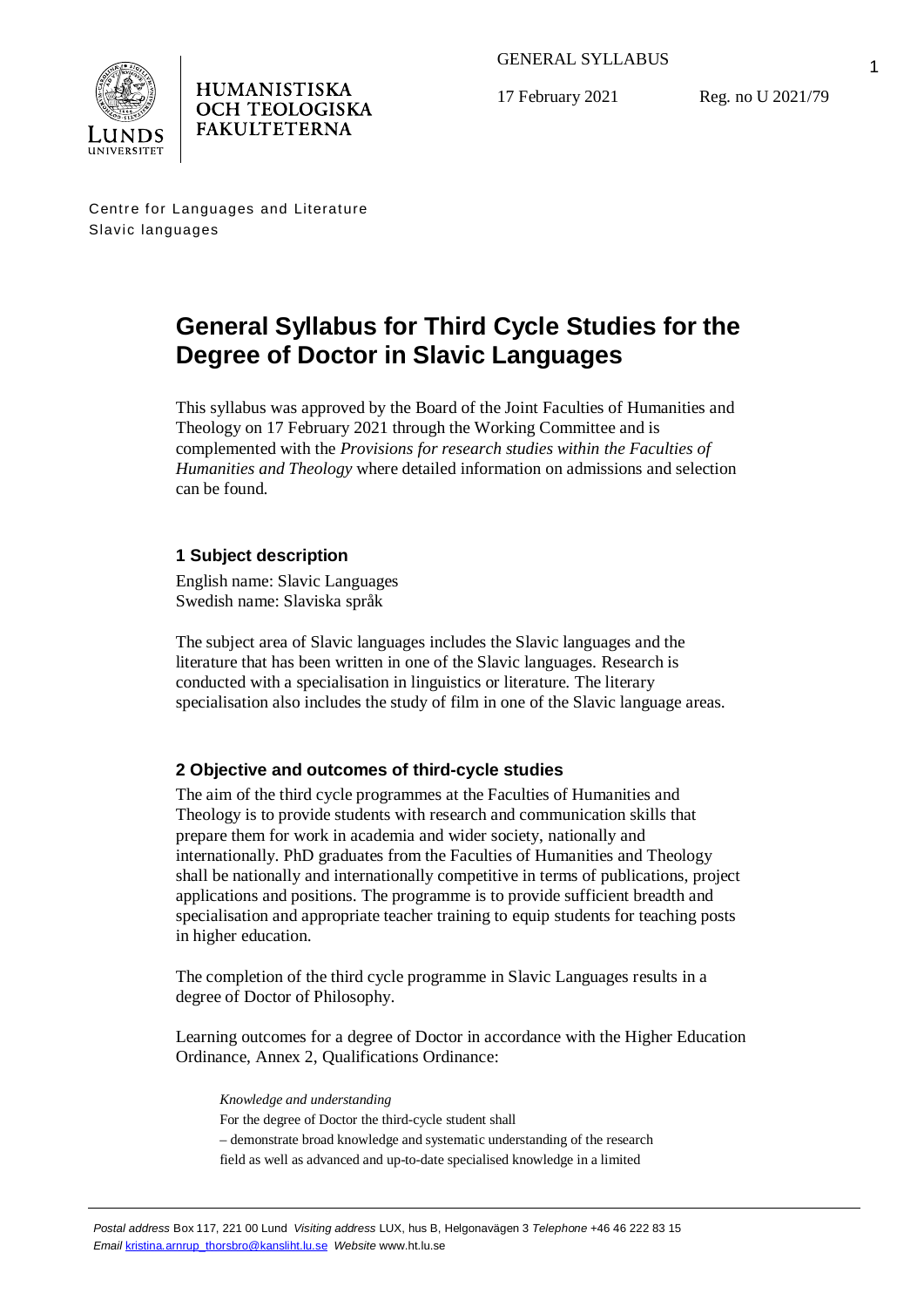HUMANISTISKA OCH TEOLOGISKA FAKULTETERNA

GENERAL SYLLABUS

17 February 2021 Reg. no U 2021/79

Centre for Languages and Literature
Slavic languages

# General Syllabus for Third Cycle Studies for the Degree of Doctor in Slavic Languages

This syllabus was approved by the Board of the Joint Faculties of Humanities and Theology on 17 February 2021 through the Working Committee and is complemented with the *Provisions for research studies within the Faculties of Humanities and Theology* where detailed information on admissions and selection can be found.

## 1 Subject description

English name: Slavic Languages
Swedish name: Slaviska språk

The subject area of Slavic languages includes the Slavic languages and the literature that has been written in one of the Slavic languages. Research is conducted with a specialisation in linguistics or literature. The literary specialisation also includes the study of film in one of the Slavic language areas.

## 2 Objective and outcomes of third-cycle studies

The aim of the third cycle programmes at the Faculties of Humanities and Theology is to provide students with research and communication skills that prepare them for work in academia and wider society, nationally and internationally. PhD graduates from the Faculties of Humanities and Theology shall be nationally and internationally competitive in terms of publications, project applications and positions. The programme is to provide sufficient breadth and specialisation and appropriate teacher training to equip students for teaching posts in higher education.

The completion of the third cycle programme in Slavic Languages results in a degree of Doctor of Philosophy.

Learning outcomes for a degree of Doctor in accordance with the Higher Education Ordinance, Annex 2, Qualifications Ordinance:

> *Knowledge and understanding*
> For the degree of Doctor the third-cycle student shall
> – demonstrate broad knowledge and systematic understanding of the research field as well as advanced and up-to-date specialised knowledge in a limited

*Postal address* Box 117, 221 00 Lund *Visiting address* LUX, hus B, Helgonavägen 3 *Telephone* +46 46 222 83 15
*Email* kristina.arnrup_thorsbro@kansliht.lu.se *Website* www.ht.lu.se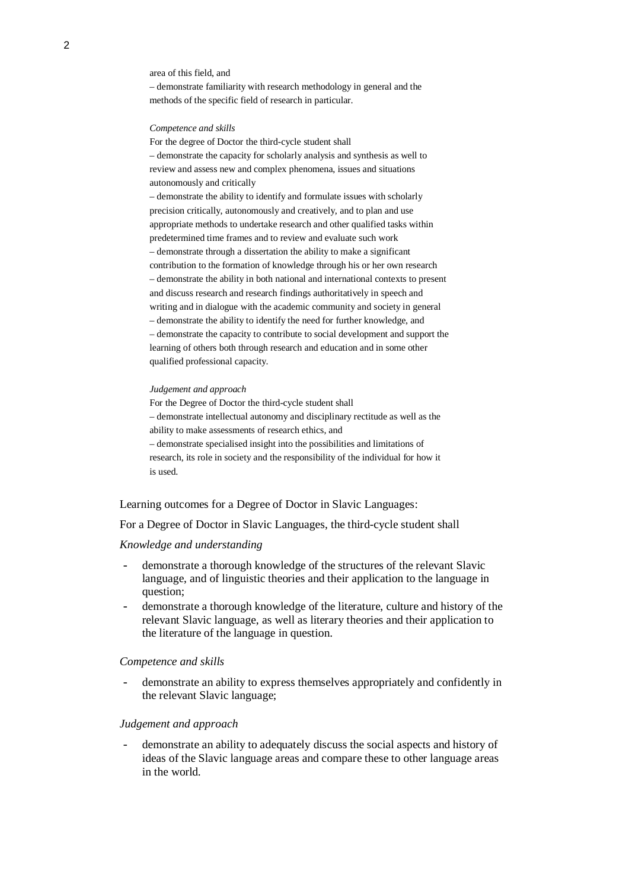area of this field, and
– demonstrate familiarity with research methodology in general and the methods of the specific field of research in particular.

*Competence and skills*

For the degree of Doctor the third-cycle student shall
– demonstrate the capacity for scholarly analysis and synthesis as well to review and assess new and complex phenomena, issues and situations autonomously and critically
– demonstrate the ability to identify and formulate issues with scholarly precision critically, autonomously and creatively, and to plan and use appropriate methods to undertake research and other qualified tasks within predetermined time frames and to review and evaluate such work
– demonstrate through a dissertation the ability to make a significant contribution to the formation of knowledge through his or her own research
– demonstrate the ability in both national and international contexts to present and discuss research and research findings authoritatively in speech and writing and in dialogue with the academic community and society in general
– demonstrate the ability to identify the need for further knowledge, and
– demonstrate the capacity to contribute to social development and support the learning of others both through research and education and in some other qualified professional capacity.

*Judgement and approach*

For the Degree of Doctor the third-cycle student shall
– demonstrate intellectual autonomy and disciplinary rectitude as well as the ability to make assessments of research ethics, and
– demonstrate specialised insight into the possibilities and limitations of research, its role in society and the responsibility of the individual for how it is used.

Learning outcomes for a Degree of Doctor in Slavic Languages:

For a Degree of Doctor in Slavic Languages, the third-cycle student shall

*Knowledge and understanding*

- demonstrate a thorough knowledge of the structures of the relevant Slavic language, and of linguistic theories and their application to the language in question;
- demonstrate a thorough knowledge of the literature, culture and history of the relevant Slavic language, as well as literary theories and their application to the literature of the language in question.

*Competence and skills*

- demonstrate an ability to express themselves appropriately and confidently in the relevant Slavic language;

*Judgement and approach*

- demonstrate an ability to adequately discuss the social aspects and history of ideas of the Slavic language areas and compare these to other language areas in the world.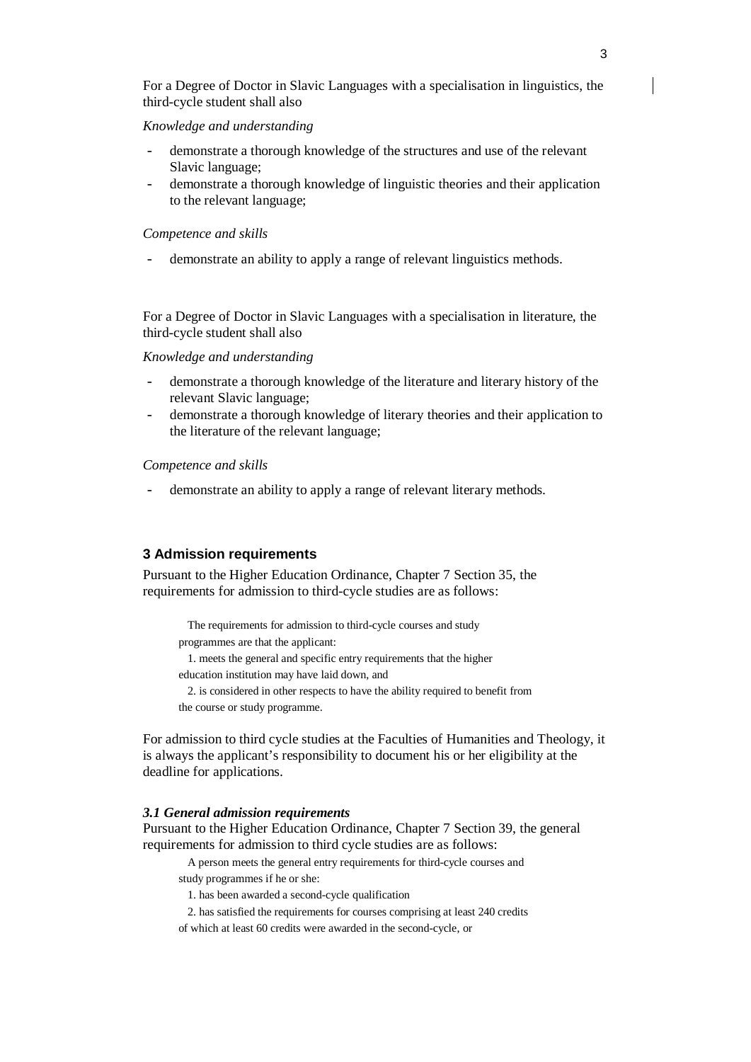For a Degree of Doctor in Slavic Languages with a specialisation in linguistics, the third-cycle student shall also

*Knowledge and understanding*

- demonstrate a thorough knowledge of the structures and use of the relevant Slavic language;
- demonstrate a thorough knowledge of linguistic theories and their application to the relevant language;

*Competence and skills*

- demonstrate an ability to apply a range of relevant linguistics methods.

For a Degree of Doctor in Slavic Languages with a specialisation in literature, the third-cycle student shall also

*Knowledge and understanding*

- demonstrate a thorough knowledge of the literature and literary history of the relevant Slavic language;
- demonstrate a thorough knowledge of literary theories and their application to the literature of the relevant language;

*Competence and skills*

- demonstrate an ability to apply a range of relevant literary methods.

## 3 Admission requirements

Pursuant to the Higher Education Ordinance, Chapter 7 Section 35, the requirements for admission to third-cycle studies are as follows:

> The requirements for admission to third-cycle courses and study programmes are that the applicant:
>
> 1. meets the general and specific entry requirements that the higher education institution may have laid down, and
>
> 2. is considered in other respects to have the ability required to benefit from the course or study programme.

For admission to third cycle studies at the Faculties of Humanities and Theology, it is always the applicant's responsibility to document his or her eligibility at the deadline for applications.

### *3.1 General admission requirements*

Pursuant to the Higher Education Ordinance, Chapter 7 Section 39, the general requirements for admission to third cycle studies are as follows:

> A person meets the general entry requirements for third-cycle courses and study programmes if he or she:
>
> 1. has been awarded a second-cycle qualification
>
> 2. has satisfied the requirements for courses comprising at least 240 credits of which at least 60 credits were awarded in the second-cycle, or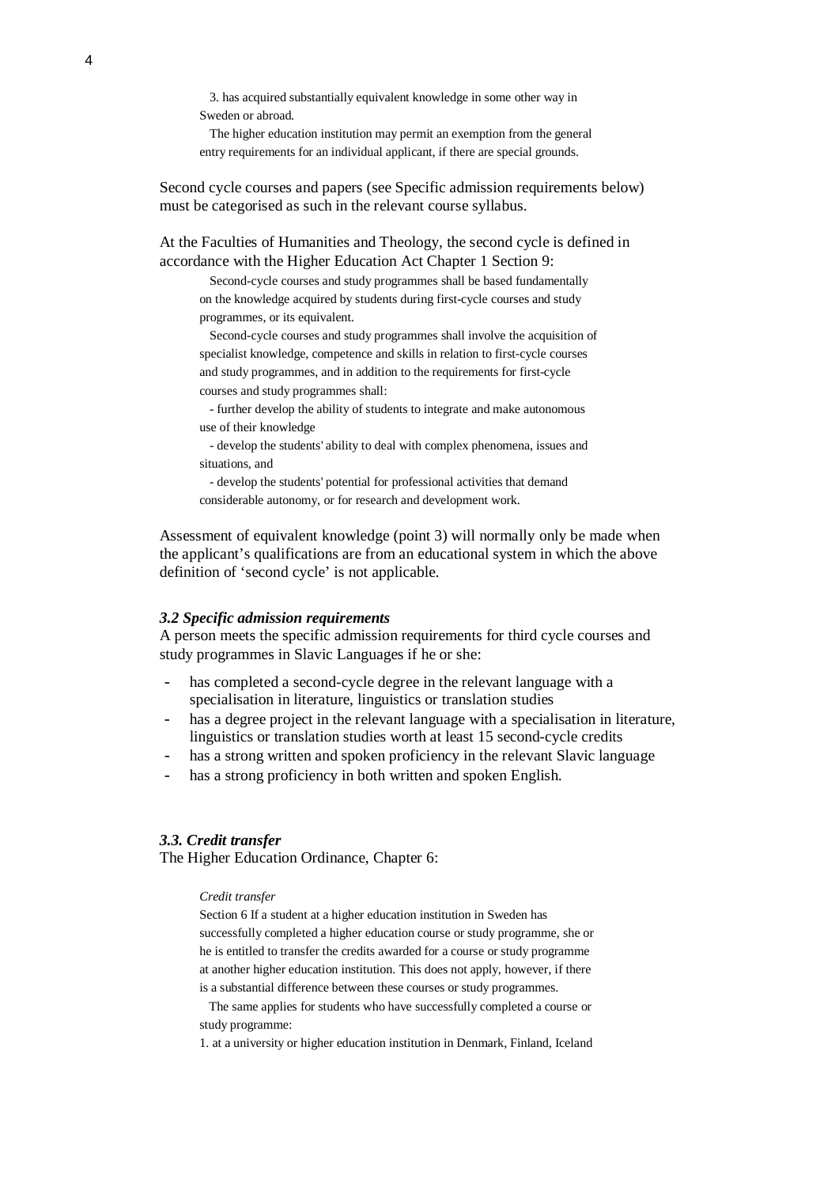> 3. has acquired substantially equivalent knowledge in some other way in Sweden or abroad.
>
> The higher education institution may permit an exemption from the general entry requirements for an individual applicant, if there are special grounds.

Second cycle courses and papers (see Specific admission requirements below) must be categorised as such in the relevant course syllabus.

At the Faculties of Humanities and Theology, the second cycle is defined in accordance with the Higher Education Act Chapter 1 Section 9:

> Second-cycle courses and study programmes shall be based fundamentally on the knowledge acquired by students during first-cycle courses and study programmes, or its equivalent.
>
> Second-cycle courses and study programmes shall involve the acquisition of specialist knowledge, competence and skills in relation to first-cycle courses and study programmes, and in addition to the requirements for first-cycle courses and study programmes shall:
>
> - further develop the ability of students to integrate and make autonomous use of their knowledge
> - develop the students' ability to deal with complex phenomena, issues and situations, and
> - develop the students' potential for professional activities that demand considerable autonomy, or for research and development work.

Assessment of equivalent knowledge (point 3) will normally only be made when the applicant's qualifications are from an educational system in which the above definition of 'second cycle' is not applicable.

### *3.2 Specific admission requirements*

A person meets the specific admission requirements for third cycle courses and study programmes in Slavic Languages if he or she:

- has completed a second-cycle degree in the relevant language with a specialisation in literature, linguistics or translation studies
- has a degree project in the relevant language with a specialisation in literature, linguistics or translation studies worth at least 15 second-cycle credits
- has a strong written and spoken proficiency in the relevant Slavic language
- has a strong proficiency in both written and spoken English.

### *3.3. Credit transfer*

The Higher Education Ordinance, Chapter 6:

> *Credit transfer*
>
> Section 6 If a student at a higher education institution in Sweden has successfully completed a higher education course or study programme, she or he is entitled to transfer the credits awarded for a course or study programme at another higher education institution. This does not apply, however, if there is a substantial difference between these courses or study programmes.
>
> The same applies for students who have successfully completed a course or study programme:
>
> 1. at a university or higher education institution in Denmark, Finland, Iceland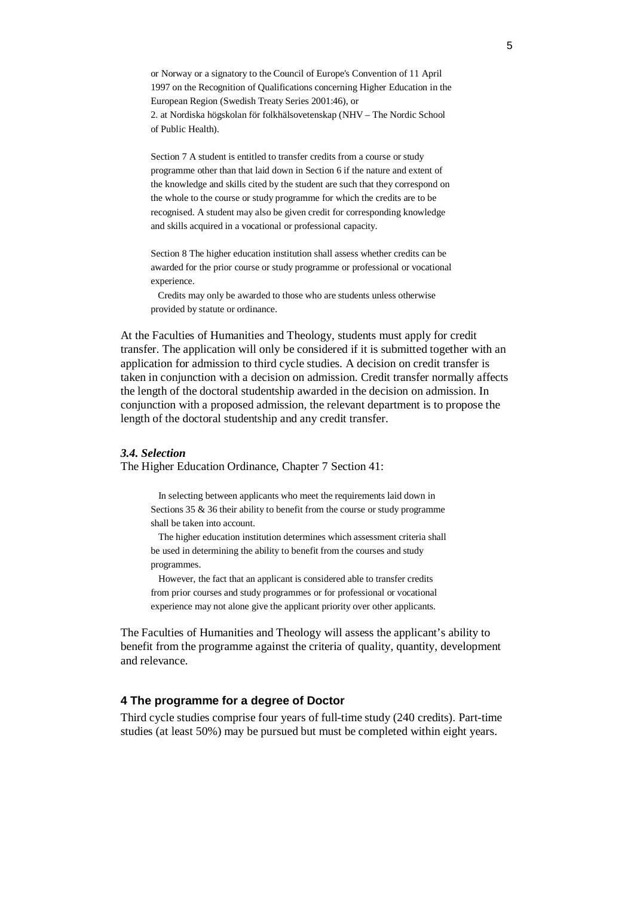> or Norway or a signatory to the Council of Europe's Convention of 11 April 1997 on the Recognition of Qualifications concerning Higher Education in the European Region (Swedish Treaty Series 2001:46), or
> 2. at Nordiska högskolan för folkhälsovetenskap (NHV – The Nordic School of Public Health).
>
> Section 7 A student is entitled to transfer credits from a course or study programme other than that laid down in Section 6 if the nature and extent of the knowledge and skills cited by the student are such that they correspond on the whole to the course or study programme for which the credits are to be recognised. A student may also be given credit for corresponding knowledge and skills acquired in a vocational or professional capacity.
>
> Section 8 The higher education institution shall assess whether credits can be awarded for the prior course or study programme or professional or vocational experience.
>
> Credits may only be awarded to those who are students unless otherwise provided by statute or ordinance.

At the Faculties of Humanities and Theology, students must apply for credit transfer. The application will only be considered if it is submitted together with an application for admission to third cycle studies. A decision on credit transfer is taken in conjunction with a decision on admission. Credit transfer normally affects the length of the doctoral studentship awarded in the decision on admission. In conjunction with a proposed admission, the relevant department is to propose the length of the doctoral studentship and any credit transfer.

### *3.4. Selection*

The Higher Education Ordinance, Chapter 7 Section 41:

> In selecting between applicants who meet the requirements laid down in Sections 35 & 36 their ability to benefit from the course or study programme shall be taken into account.
>
> The higher education institution determines which assessment criteria shall be used in determining the ability to benefit from the courses and study programmes.
>
> However, the fact that an applicant is considered able to transfer credits from prior courses and study programmes or for professional or vocational experience may not alone give the applicant priority over other applicants.

The Faculties of Humanities and Theology will assess the applicant's ability to benefit from the programme against the criteria of quality, quantity, development and relevance.

## 4 The programme for a degree of Doctor

Third cycle studies comprise four years of full-time study (240 credits). Part-time studies (at least 50%) may be pursued but must be completed within eight years.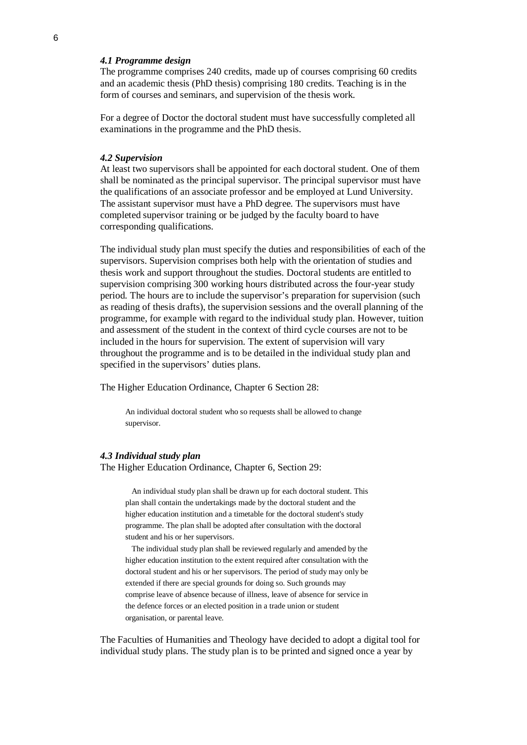### *4.1 Programme design*

The programme comprises 240 credits, made up of courses comprising 60 credits and an academic thesis (PhD thesis) comprising 180 credits. Teaching is in the form of courses and seminars, and supervision of the thesis work.

For a degree of Doctor the doctoral student must have successfully completed all examinations in the programme and the PhD thesis.

### *4.2 Supervision*

At least two supervisors shall be appointed for each doctoral student. One of them shall be nominated as the principal supervisor. The principal supervisor must have the qualifications of an associate professor and be employed at Lund University. The assistant supervisor must have a PhD degree. The supervisors must have completed supervisor training or be judged by the faculty board to have corresponding qualifications.

The individual study plan must specify the duties and responsibilities of each of the supervisors. Supervision comprises both help with the orientation of studies and thesis work and support throughout the studies. Doctoral students are entitled to supervision comprising 300 working hours distributed across the four-year study period. The hours are to include the supervisor's preparation for supervision (such as reading of thesis drafts), the supervision sessions and the overall planning of the programme, for example with regard to the individual study plan. However, tuition and assessment of the student in the context of third cycle courses are not to be included in the hours for supervision. The extent of supervision will vary throughout the programme and is to be detailed in the individual study plan and specified in the supervisors' duties plans.

The Higher Education Ordinance, Chapter 6 Section 28:

> An individual doctoral student who so requests shall be allowed to change supervisor.

### *4.3 Individual study plan*

The Higher Education Ordinance, Chapter 6, Section 29:

> An individual study plan shall be drawn up for each doctoral student. This plan shall contain the undertakings made by the doctoral student and the higher education institution and a timetable for the doctoral student's study programme. The plan shall be adopted after consultation with the doctoral student and his or her supervisors.
>
> The individual study plan shall be reviewed regularly and amended by the higher education institution to the extent required after consultation with the doctoral student and his or her supervisors. The period of study may only be extended if there are special grounds for doing so. Such grounds may comprise leave of absence because of illness, leave of absence for service in the defence forces or an elected position in a trade union or student organisation, or parental leave.

The Faculties of Humanities and Theology have decided to adopt a digital tool for individual study plans. The study plan is to be printed and signed once a year by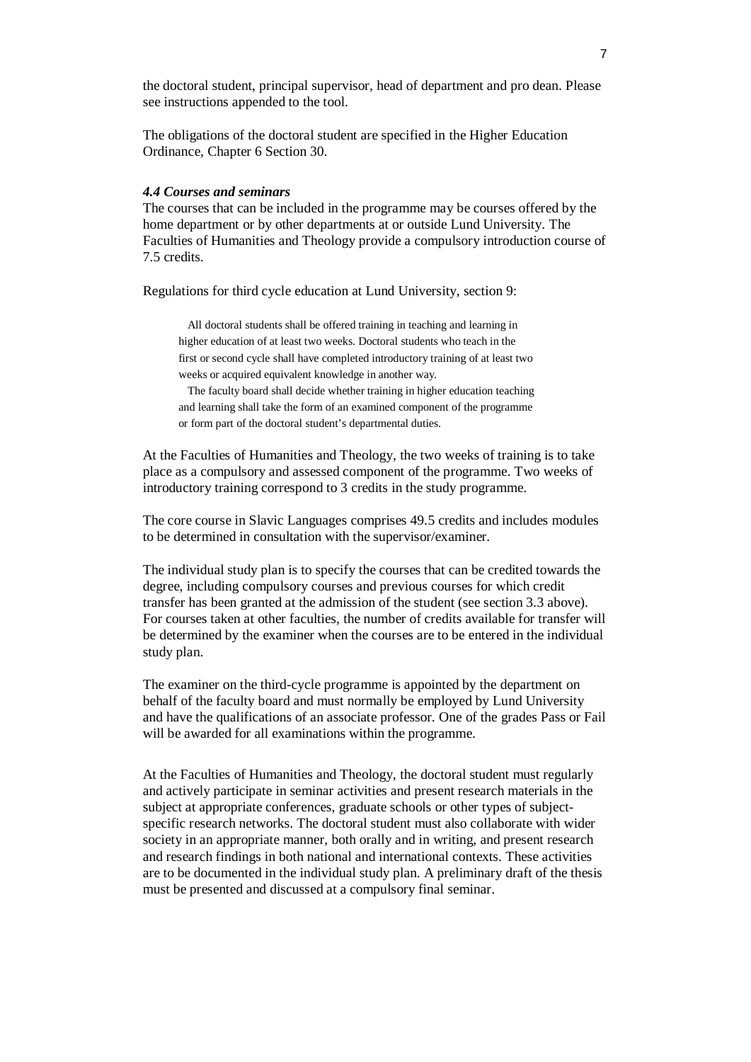the doctoral student, principal supervisor, head of department and pro dean. Please see instructions appended to the tool.

The obligations of the doctoral student are specified in the Higher Education Ordinance, Chapter 6 Section 30.

#### *4.4 Courses and seminars*

The courses that can be included in the programme may be courses offered by the home department or by other departments at or outside Lund University. The Faculties of Humanities and Theology provide a compulsory introduction course of 7.5 credits.

Regulations for third cycle education at Lund University, section 9:

> All doctoral students shall be offered training in teaching and learning in higher education of at least two weeks. Doctoral students who teach in the first or second cycle shall have completed introductory training of at least two weeks or acquired equivalent knowledge in another way.
>
> The faculty board shall decide whether training in higher education teaching and learning shall take the form of an examined component of the programme or form part of the doctoral student's departmental duties.

At the Faculties of Humanities and Theology, the two weeks of training is to take place as a compulsory and assessed component of the programme. Two weeks of introductory training correspond to 3 credits in the study programme.

The core course in Slavic Languages comprises 49.5 credits and includes modules to be determined in consultation with the supervisor/examiner.

The individual study plan is to specify the courses that can be credited towards the degree, including compulsory courses and previous courses for which credit transfer has been granted at the admission of the student (see section 3.3 above). For courses taken at other faculties, the number of credits available for transfer will be determined by the examiner when the courses are to be entered in the individual study plan.

The examiner on the third-cycle programme is appointed by the department on behalf of the faculty board and must normally be employed by Lund University and have the qualifications of an associate professor. One of the grades Pass or Fail will be awarded for all examinations within the programme.

At the Faculties of Humanities and Theology, the doctoral student must regularly and actively participate in seminar activities and present research materials in the subject at appropriate conferences, graduate schools or other types of subject-specific research networks. The doctoral student must also collaborate with wider society in an appropriate manner, both orally and in writing, and present research and research findings in both national and international contexts. These activities are to be documented in the individual study plan. A preliminary draft of the thesis must be presented and discussed at a compulsory final seminar.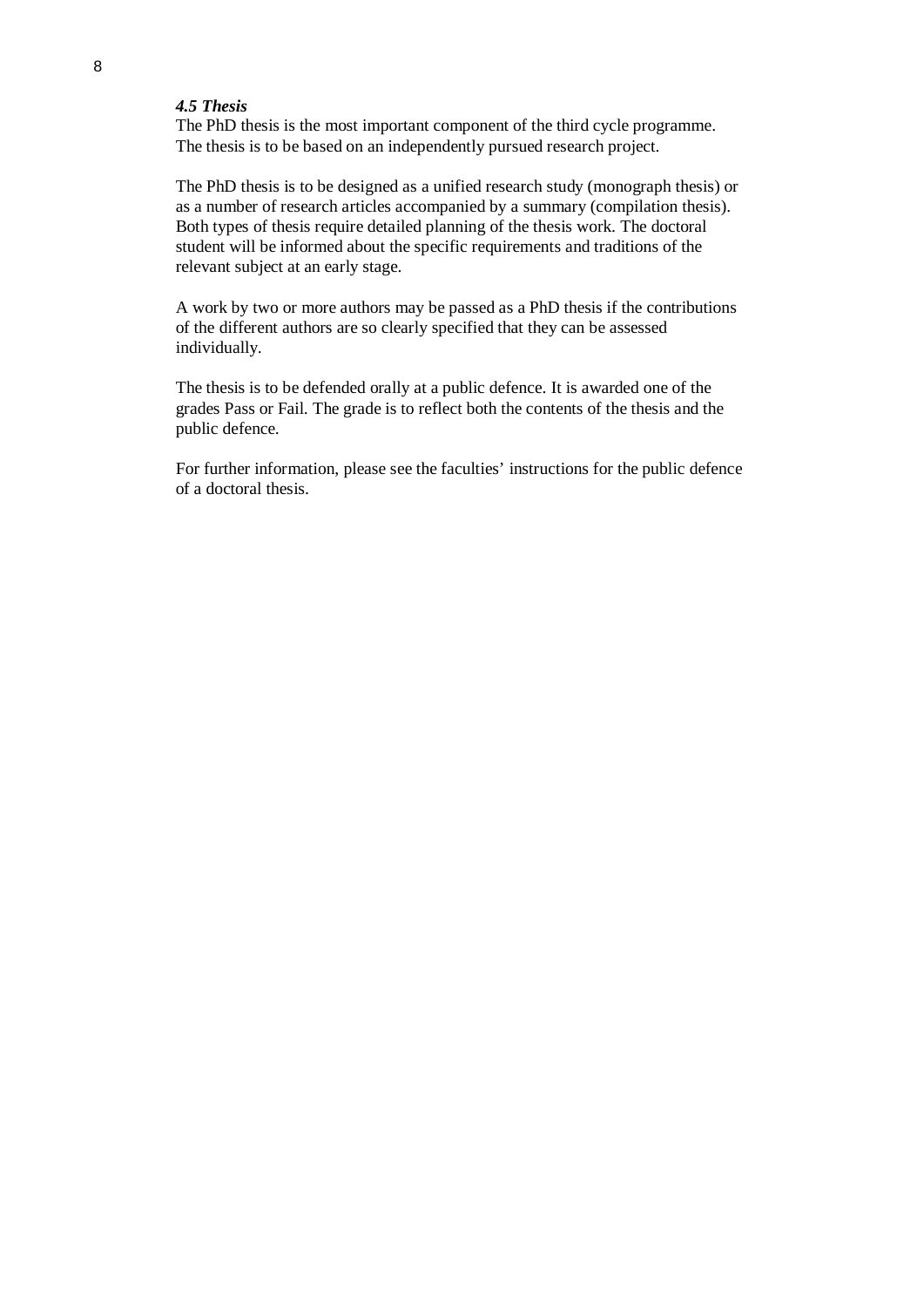### *4.5 Thesis*

The PhD thesis is the most important component of the third cycle programme. The thesis is to be based on an independently pursued research project.

The PhD thesis is to be designed as a unified research study (monograph thesis) or as a number of research articles accompanied by a summary (compilation thesis). Both types of thesis require detailed planning of the thesis work. The doctoral student will be informed about the specific requirements and traditions of the relevant subject at an early stage.

A work by two or more authors may be passed as a PhD thesis if the contributions of the different authors are so clearly specified that they can be assessed individually.

The thesis is to be defended orally at a public defence. It is awarded one of the grades Pass or Fail. The grade is to reflect both the contents of the thesis and the public defence.

For further information, please see the faculties' instructions for the public defence of a doctoral thesis.